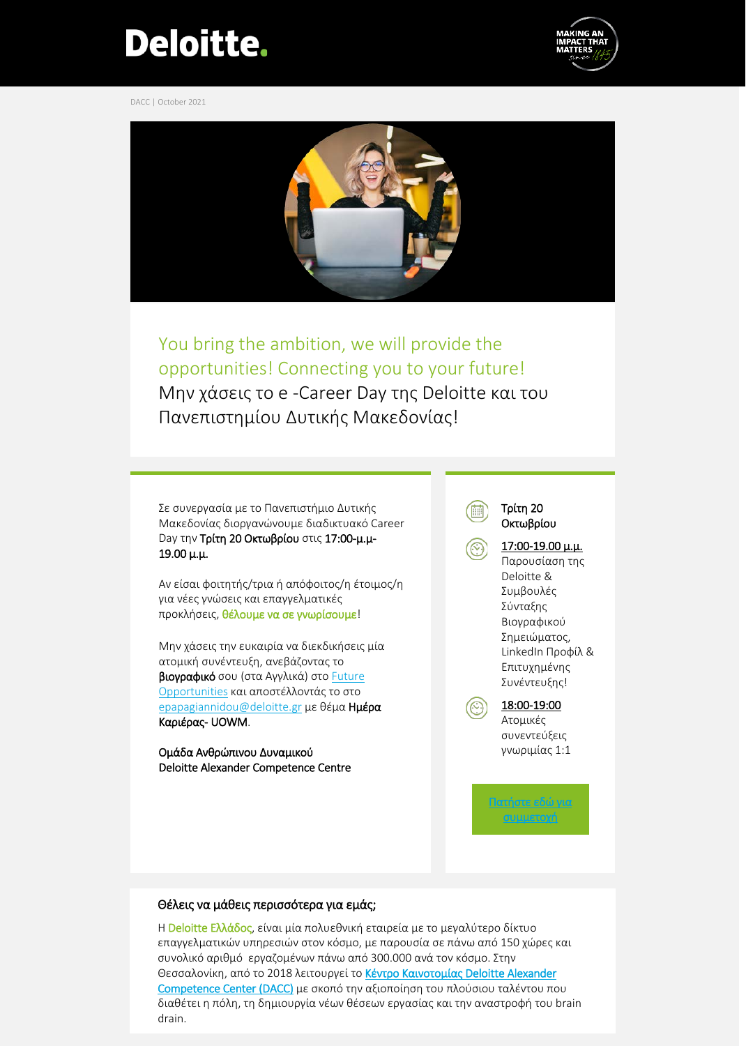Deloitte.

MAKING AN IMPACT THAT MATTERS since 1845

DACC | October 2021

## You bring the ambition, we will provide the opportunities! Connecting you to your future!

## Μην χάσεις το e -Career Day της Deloitte και του Πανεπιστημίου Δυτικής Μακεδονίας!

Σε συνεργασία με το Πανεπιστήμιο Δυτικής Μακεδονίας διοργανώνουμε διαδικτυακό Career Day την **Τρίτη 20 Οκτωβρίου** στις **17:00-μ.μ-19.00 μ.μ.**

Αν είσαι φοιτητής/τρια ή απόφοιτος/η έτοιμος/η για νέες γνώσεις και επαγγελματικές προκλήσεις, **θέλουμε να σε γνωρίσουμε**!

Μην χάσεις την ευκαιρία να διεκδικήσεις μία ατομική συνέντευξη, ανεβάζοντας το **βιογραφικό** σου (στα Αγγλικά) στο [Future Opportunities]() και αποστέλλοντάς το στο [epapagiannidou@deloitte.gr]() με θέμα **Ημέρα Καριέρας- UOWM**.

Ομάδα Ανθρώπινου Δυναμικού
Deloitte Alexander Competence Centre

**Τρίτη 20 Οκτωβρίου**

**17:00-19.00 μ.μ.**
Παρουσίαση της Deloitte & Συμβουλές Σύνταξης Βιογραφικού Σημειώματος, LinkedIn Προφίλ & Επιτυχημένης Συνέντευξης!

**18:00-19:00**
Ατομικές συνεντεύξεις γνωριμίας 1:1

[Πατήστε εδώ για συμμετοχή]()

### Θέλεις να μάθεις περισσότερα για εμάς;

Η Deloitte Ελλάδος, είναι μία πολυεθνική εταιρεία με το μεγαλύτερο δίκτυο επαγγελματικών υπηρεσιών στον κόσμο, με παρουσία σε πάνω από 150 χώρες και συνολικό αριθμό εργαζομένων πάνω από 300.000 ανά τον κόσμο. Στην Θεσσαλονίκη, από το 2018 λειτουργεί το [Κέντρο Καινοτομίας Deloitte Alexander Competence Center (DACC)]() με σκοπό την αξιοποίηση του πλούσιου ταλέντου που διαθέτει η πόλη, τη δημιουργία νέων θέσεων εργασίας και την αναστροφή του brain drain.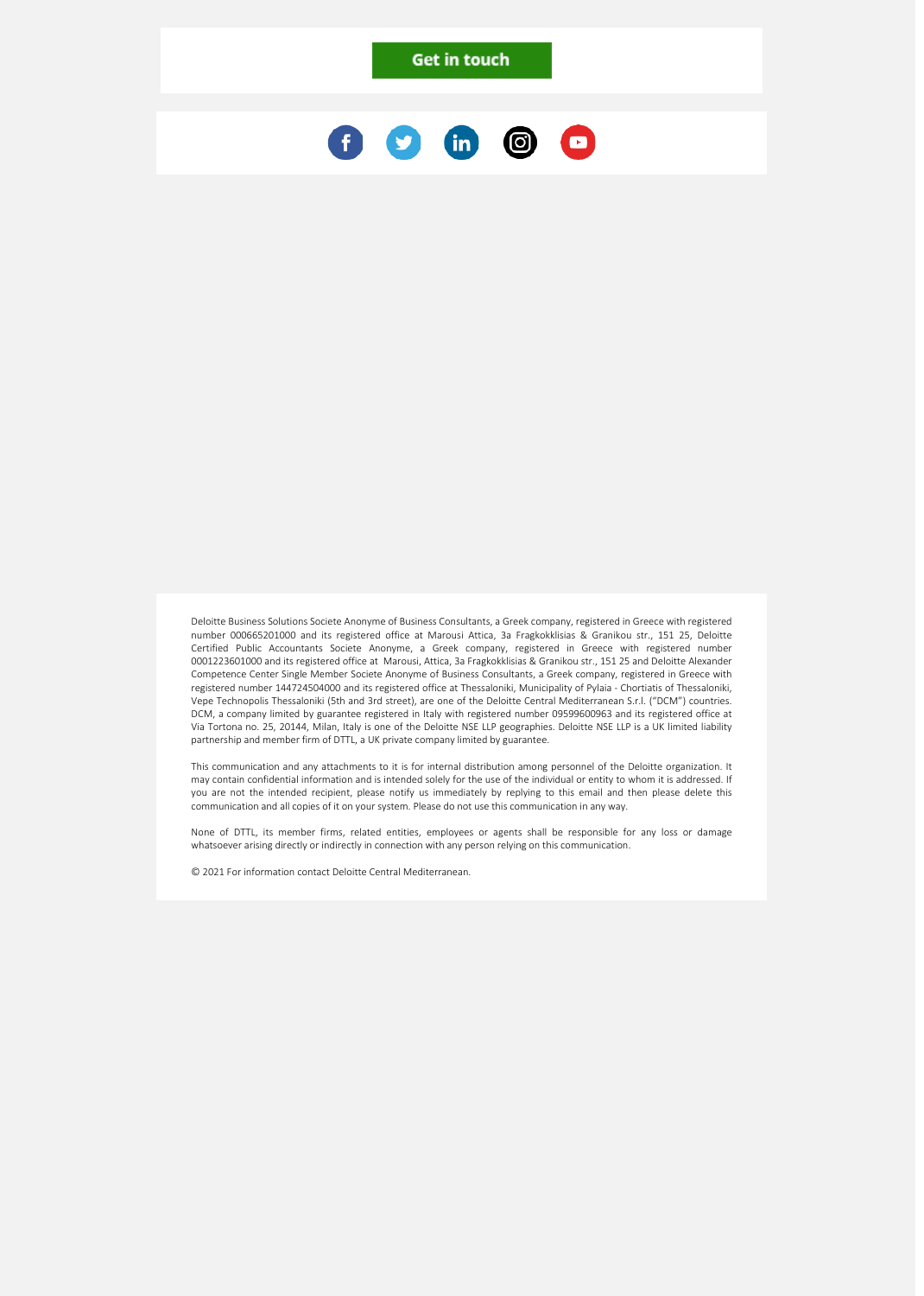Get in touch

Deloitte Business Solutions Societe Anonyme of Business Consultants, a Greek company, registered in Greece with registered number 000665201000 and its registered office at Marousi Attica, 3a Fragkokklisias & Granikou str., 151 25, Deloitte Certified Public Accountants Societe Anonyme, a Greek company, registered in Greece with registered number 0001223601000 and its registered office at Marousi, Attica, 3a Fragkokklisias & Granikou str., 151 25 and Deloitte Alexander Competence Center Single Member Societe Anonyme of Business Consultants, a Greek company, registered in Greece with registered number 144724504000 and its registered office at Thessaloniki, Municipality of Pylaia - Chortiatis of Thessaloniki, Vepe Technopolis Thessaloniki (5th and 3rd street), are one of the Deloitte Central Mediterranean S.r.l. ("DCM") countries. DCM, a company limited by guarantee registered in Italy with registered number 09599600963 and its registered office at Via Tortona no. 25, 20144, Milan, Italy is one of the Deloitte NSE LLP geographies. Deloitte NSE LLP is a UK limited liability partnership and member firm of DTTL, a UK private company limited by guarantee.

This communication and any attachments to it is for internal distribution among personnel of the Deloitte organization. It may contain confidential information and is intended solely for the use of the individual or entity to whom it is addressed. If you are not the intended recipient, please notify us immediately by replying to this email and then please delete this communication and all copies of it on your system. Please do not use this communication in any way.

None of DTTL, its member firms, related entities, employees or agents shall be responsible for any loss or damage whatsoever arising directly or indirectly in connection with any person relying on this communication.

© 2021 For information contact Deloitte Central Mediterranean.